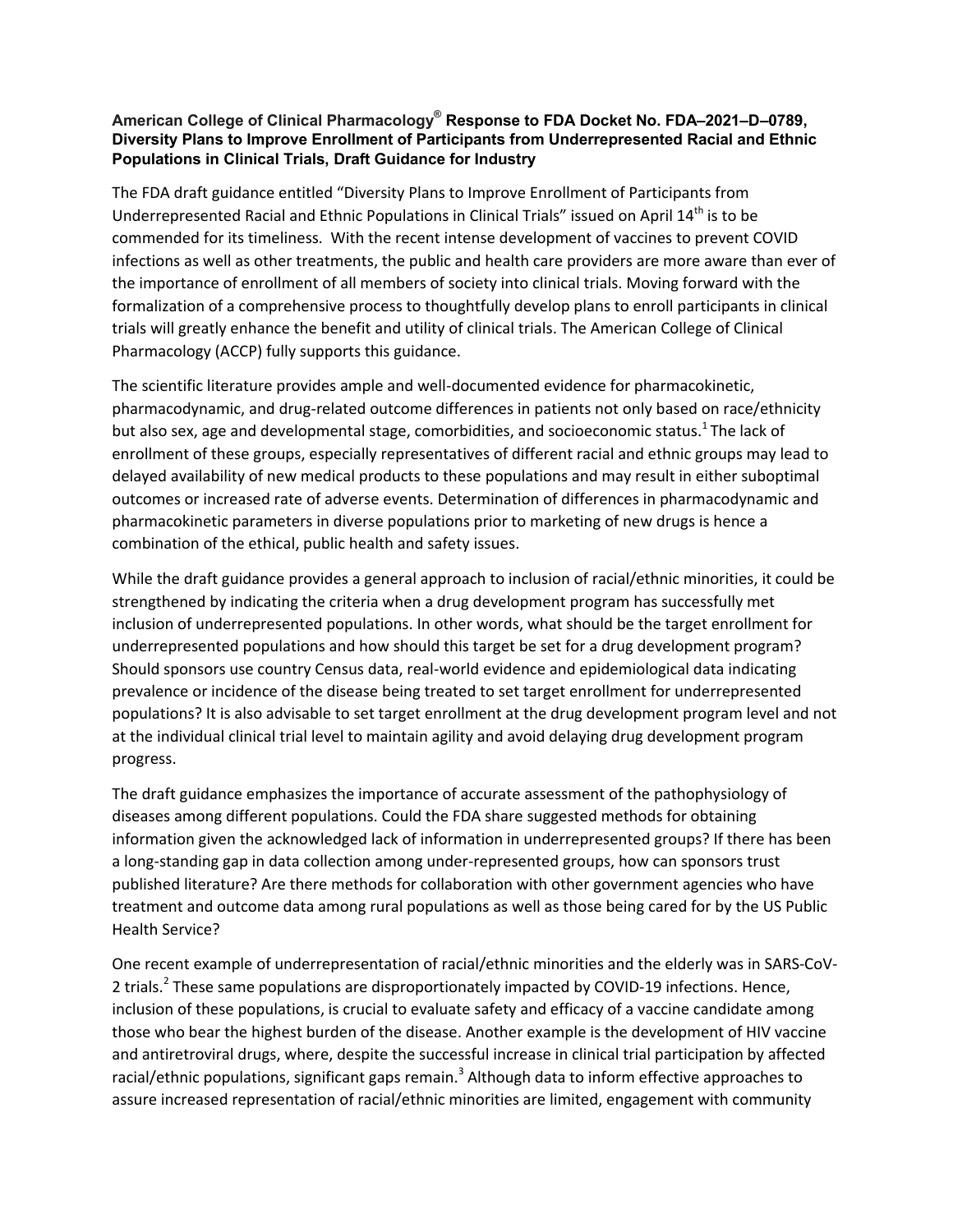### American College of Clinical Pharmacology® Response to FDA Docket No. FDA–2021–D–0789, Diversity Plans to Improve Enrollment of Participants from Underrepresented Racial and Ethnic Populations in Clinical Trials, Draft Guidance for Industry

The FDA draft guidance entitled "Diversity Plans to Improve Enrollment of Participants from Underrepresented Racial and Ethnic Populations in Clinical Trials" issued on April 14th is to be commended for its timeliness. With the recent intense development of vaccines to prevent COVID infections as well as other treatments, the public and health care providers are more aware than ever of the importance of enrollment of all members of society into clinical trials. Moving forward with the formalization of a comprehensive process to thoughtfully develop plans to enroll participants in clinical trials will greatly enhance the benefit and utility of clinical trials. The American College of Clinical Pharmacology (ACCP) fully supports this guidance.

The scientific literature provides ample and well-documented evidence for pharmacokinetic, pharmacodynamic, and drug-related outcome differences in patients not only based on race/ethnicity but also sex, age and developmental stage, comorbidities, and socioeconomic status.[1] The lack of enrollment of these groups, especially representatives of different racial and ethnic groups may lead to delayed availability of new medical products to these populations and may result in either suboptimal outcomes or increased rate of adverse events. Determination of differences in pharmacodynamic and pharmacokinetic parameters in diverse populations prior to marketing of new drugs is hence a combination of the ethical, public health and safety issues.

While the draft guidance provides a general approach to inclusion of racial/ethnic minorities, it could be strengthened by indicating the criteria when a drug development program has successfully met inclusion of underrepresented populations. In other words, what should be the target enrollment for underrepresented populations and how should this target be set for a drug development program? Should sponsors use country Census data, real-world evidence and epidemiological data indicating prevalence or incidence of the disease being treated to set target enrollment for underrepresented populations? It is also advisable to set target enrollment at the drug development program level and not at the individual clinical trial level to maintain agility and avoid delaying drug development program progress.

The draft guidance emphasizes the importance of accurate assessment of the pathophysiology of diseases among different populations. Could the FDA share suggested methods for obtaining information given the acknowledged lack of information in underrepresented groups? If there has been a long-standing gap in data collection among under-represented groups, how can sponsors trust published literature? Are there methods for collaboration with other government agencies who have treatment and outcome data among rural populations as well as those being cared for by the US Public Health Service?

One recent example of underrepresentation of racial/ethnic minorities and the elderly was in SARS-CoV-2 trials.[2] These same populations are disproportionately impacted by COVID-19 infections. Hence, inclusion of these populations, is crucial to evaluate safety and efficacy of a vaccine candidate among those who bear the highest burden of the disease. Another example is the development of HIV vaccine and antiretroviral drugs, where, despite the successful increase in clinical trial participation by affected racial/ethnic populations, significant gaps remain.[3] Although data to inform effective approaches to assure increased representation of racial/ethnic minorities are limited, engagement with community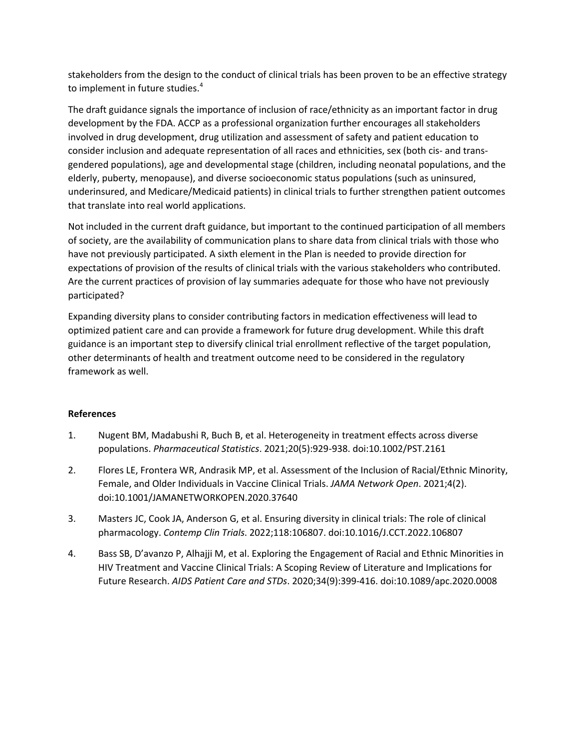stakeholders from the design to the conduct of clinical trials has been proven to be an effective strategy to implement in future studies.[4]

The draft guidance signals the importance of inclusion of race/ethnicity as an important factor in drug development by the FDA. ACCP as a professional organization further encourages all stakeholders involved in drug development, drug utilization and assessment of safety and patient education to consider inclusion and adequate representation of all races and ethnicities, sex (both cis- and trans-gendered populations), age and developmental stage (children, including neonatal populations, and the elderly, puberty, menopause), and diverse socioeconomic status populations (such as uninsured, underinsured, and Medicare/Medicaid patients) in clinical trials to further strengthen patient outcomes that translate into real world applications.

Not included in the current draft guidance, but important to the continued participation of all members of society, are the availability of communication plans to share data from clinical trials with those who have not previously participated. A sixth element in the Plan is needed to provide direction for expectations of provision of the results of clinical trials with the various stakeholders who contributed. Are the current practices of provision of lay summaries adequate for those who have not previously participated?

Expanding diversity plans to consider contributing factors in medication effectiveness will lead to optimized patient care and can provide a framework for future drug development. While this draft guidance is an important step to diversify clinical trial enrollment reflective of the target population, other determinants of health and treatment outcome need to be considered in the regulatory framework as well.

**References**

1. Nugent BM, Madabushi R, Buch B, et al. Heterogeneity in treatment effects across diverse populations. *Pharmaceutical Statistics*. 2021;20(5):929-938. doi:10.1002/PST.2161
2. Flores LE, Frontera WR, Andrasik MP, et al. Assessment of the Inclusion of Racial/Ethnic Minority, Female, and Older Individuals in Vaccine Clinical Trials. *JAMA Network Open*. 2021;4(2). doi:10.1001/JAMANETWORKOPEN.2020.37640
3. Masters JC, Cook JA, Anderson G, et al. Ensuring diversity in clinical trials: The role of clinical pharmacology. *Contemp Clin Trials*. 2022;118:106807. doi:10.1016/J.CCT.2022.106807
4. Bass SB, D'avanzo P, Alhajji M, et al. Exploring the Engagement of Racial and Ethnic Minorities in HIV Treatment and Vaccine Clinical Trials: A Scoping Review of Literature and Implications for Future Research. *AIDS Patient Care and STDs*. 2020;34(9):399-416. doi:10.1089/apc.2020.0008